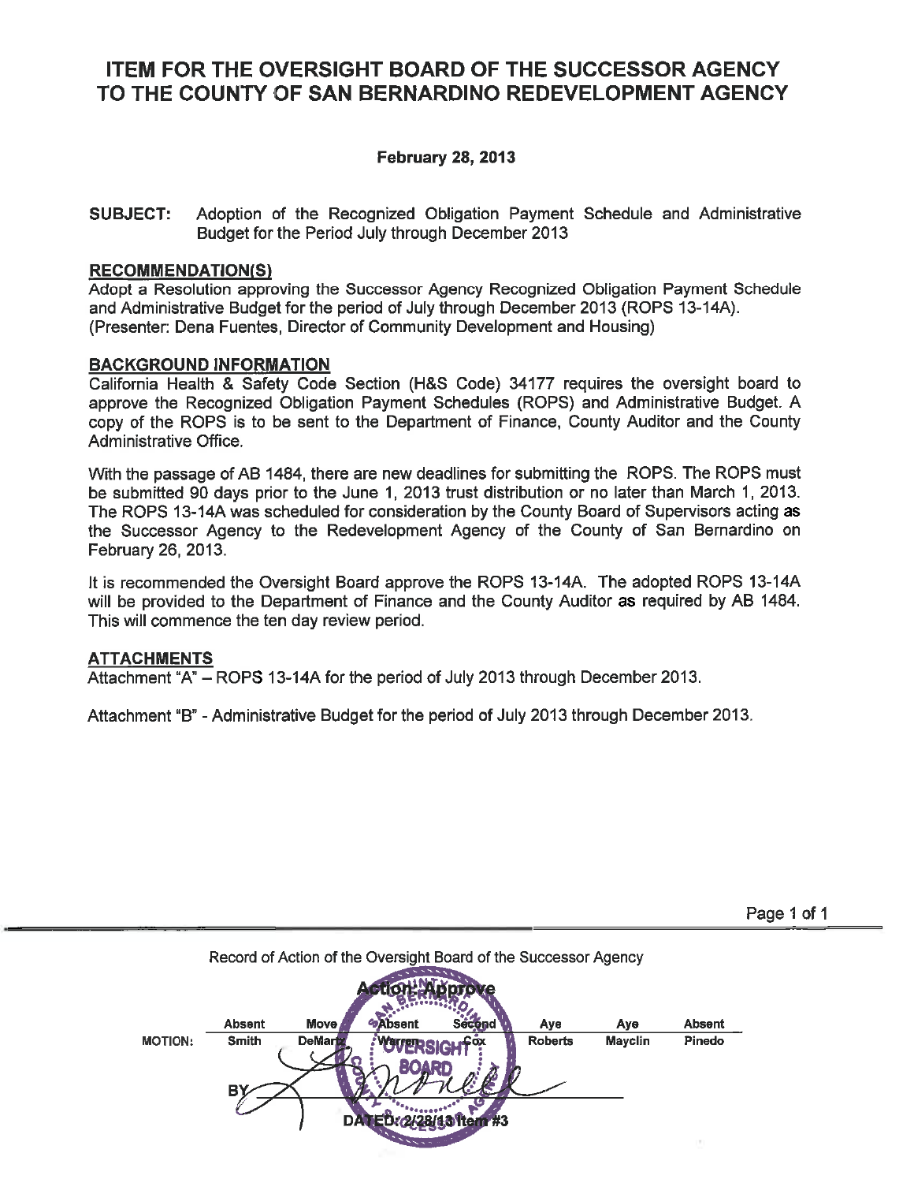# ITEM FOR THE OVERSIGHT BOARD OF THE SUCCESSOR AGENCY TO THE COUNTY OF SAN BERNARDINO REDEVELOPMENT AGENCY

**February 28, 2013**

**SUBJECT:** Adoption of the Recognized Obligation Payment Schedule and Administrative Budget for the Period July through December 2013

**RECOMMENDATION(S)**

Adopt a Resolution approving the Successor Agency Recognized Obligation Payment Schedule and Administrative Budget for the period of July through December 2013 (ROPS 13-14A).
(Presenter: Dena Fuentes, Director of Community Development and Housing)

**BACKGROUND INFORMATION**

California Health & Safety Code Section (H&S Code) 34177 requires the oversight board to approve the Recognized Obligation Payment Schedules (ROPS) and Administrative Budget. A copy of the ROPS is to be sent to the Department of Finance, County Auditor and the County Administrative Office.

With the passage of AB 1484, there are new deadlines for submitting the ROPS. The ROPS must be submitted 90 days prior to the June 1, 2013 trust distribution or no later than March 1, 2013. The ROPS 13-14A was scheduled for consideration by the County Board of Supervisors acting as the Successor Agency to the Redevelopment Agency of the County of San Bernardino on February 26, 2013.

It is recommended the Oversight Board approve the ROPS 13-14A. The adopted ROPS 13-14A will be provided to the Department of Finance and the County Auditor as required by AB 1484. This will commence the ten day review period.

**ATTACHMENTS**

Attachment "A" – ROPS 13-14A for the period of July 2013 through December 2013.

Attachment "B" - Administrative Budget for the period of July 2013 through December 2013.

Record of Action of the Oversight Board of the Successor Agency

Action: Approve

| MOTION: | Absent | Move | Absent | Second | Aye | Aye | Absent |
|---|---|---|---|---|---|---|---|
| | Smith | DeMarco | Warren | Cox | Roberts | Mayclin | Pinedo |

BY

DATED: 2/28/13 Item #3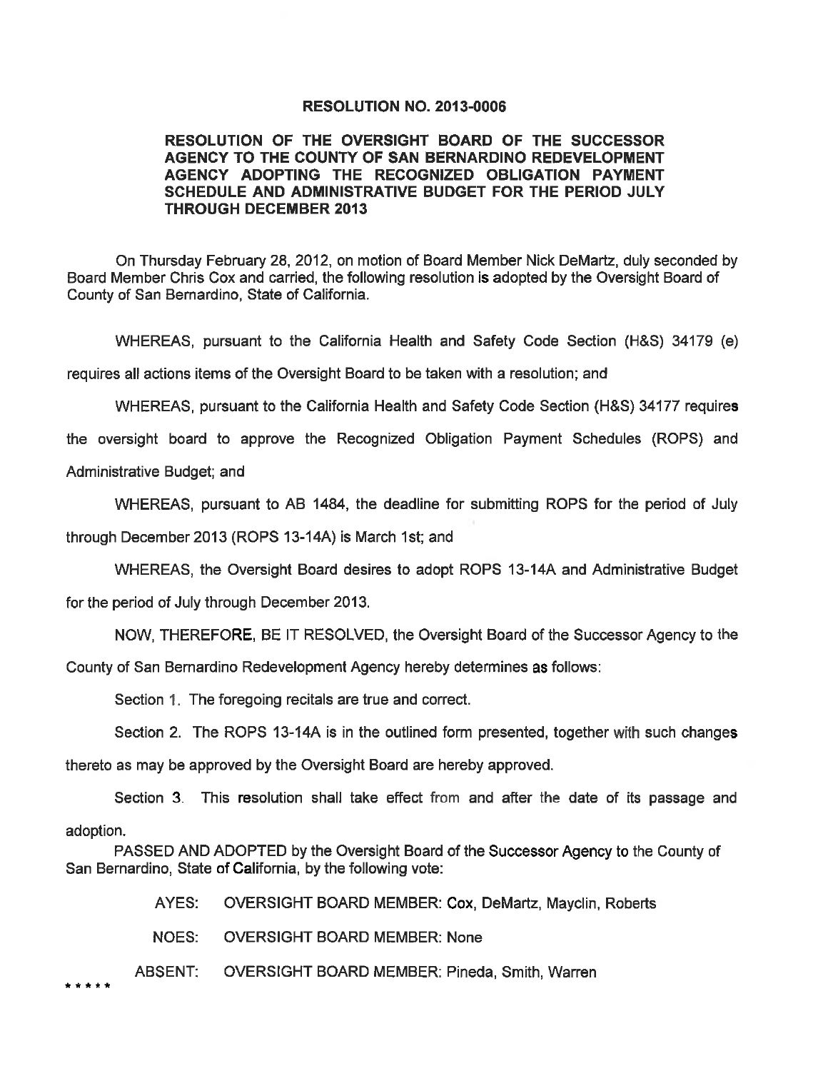**RESOLUTION NO. 2013-0006**

**RESOLUTION OF THE OVERSIGHT BOARD OF THE SUCCESSOR AGENCY TO THE COUNTY OF SAN BERNARDINO REDEVELOPMENT AGENCY ADOPTING THE RECOGNIZED OBLIGATION PAYMENT SCHEDULE AND ADMINISTRATIVE BUDGET FOR THE PERIOD JULY THROUGH DECEMBER 2013**

On Thursday February 28, 2012, on motion of Board Member Nick DeMartz, duly seconded by Board Member Chris Cox and carried, the following resolution is adopted by the Oversight Board of County of San Bernardino, State of California.

WHEREAS, pursuant to the California Health and Safety Code Section (H&S) 34179 (e) requires all actions items of the Oversight Board to be taken with a resolution; and

WHEREAS, pursuant to the California Health and Safety Code Section (H&S) 34177 requires the oversight board to approve the Recognized Obligation Payment Schedules (ROPS) and Administrative Budget; and

WHEREAS, pursuant to AB 1484, the deadline for submitting ROPS for the period of July through December 2013 (ROPS 13-14A) is March 1st; and

WHEREAS, the Oversight Board desires to adopt ROPS 13-14A and Administrative Budget for the period of July through December 2013.

NOW, THEREFORE, BE IT RESOLVED, the Oversight Board of the Successor Agency to the County of San Bernardino Redevelopment Agency hereby determines as follows:

Section 1. The foregoing recitals are true and correct.

Section 2. The ROPS 13-14A is in the outlined form presented, together with such changes thereto as may be approved by the Oversight Board are hereby approved.

Section 3. This resolution shall take effect from and after the date of its passage and adoption.

PASSED AND ADOPTED by the Oversight Board of the Successor Agency to the County of San Bernardino, State of California, by the following vote:

AYES: OVERSIGHT BOARD MEMBER: Cox, DeMartz, Mayclin, Roberts

NOES: OVERSIGHT BOARD MEMBER: None

ABSENT: OVERSIGHT BOARD MEMBER: Pineda, Smith, Warren

* * * * *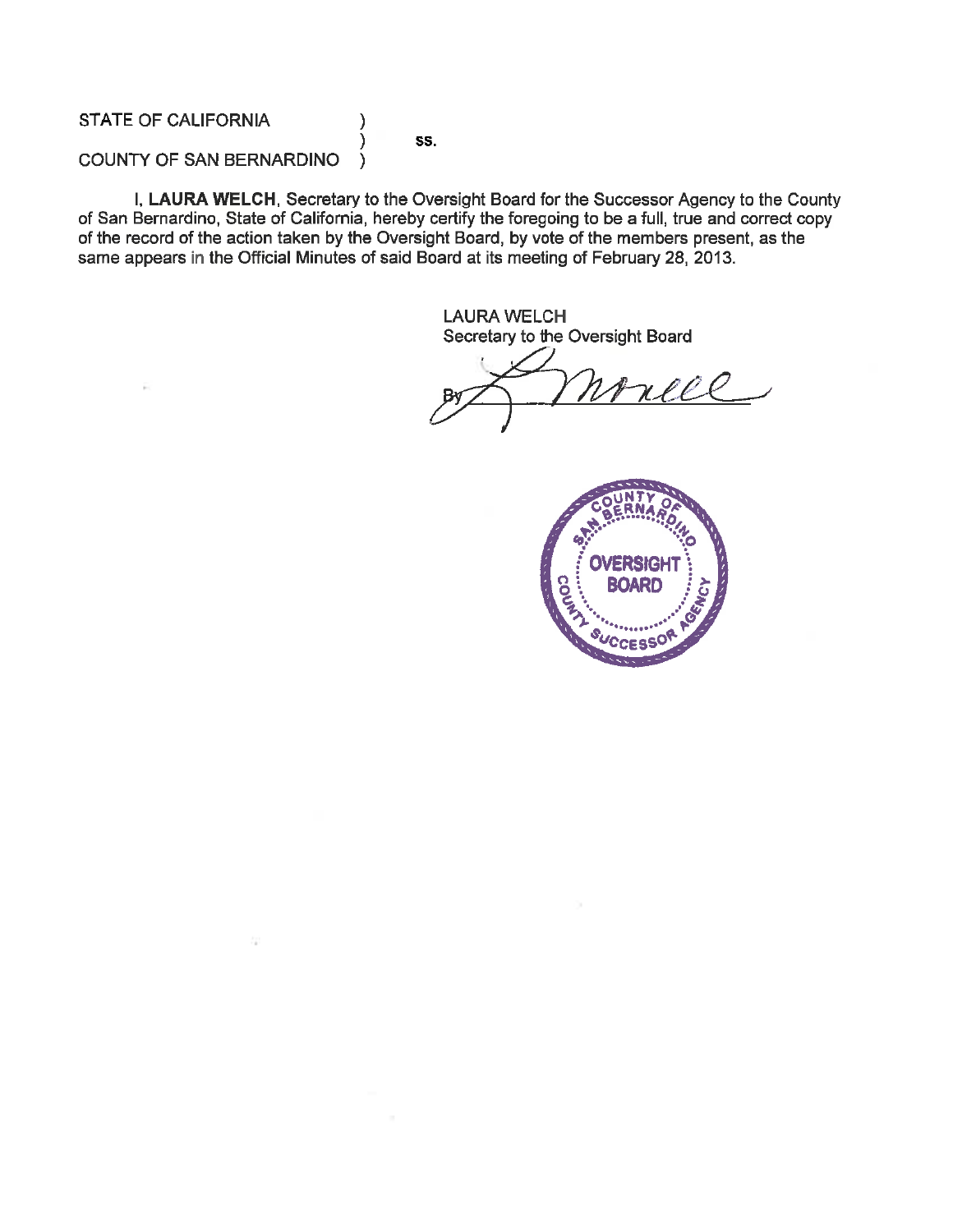STATE OF CALIFORNIA )
) ss.
COUNTY OF SAN BERNARDINO )

I, **LAURA WELCH**, Secretary to the Oversight Board for the Successor Agency to the County of San Bernardino, State of California, hereby certify the foregoing to be a full, true and correct copy of the record of the action taken by the Oversight Board, by vote of the members present, as the same appears in the Official Minutes of said Board at its meeting of February 28, 2013.

LAURA WELCH
Secretary to the Oversight Board

By ______________________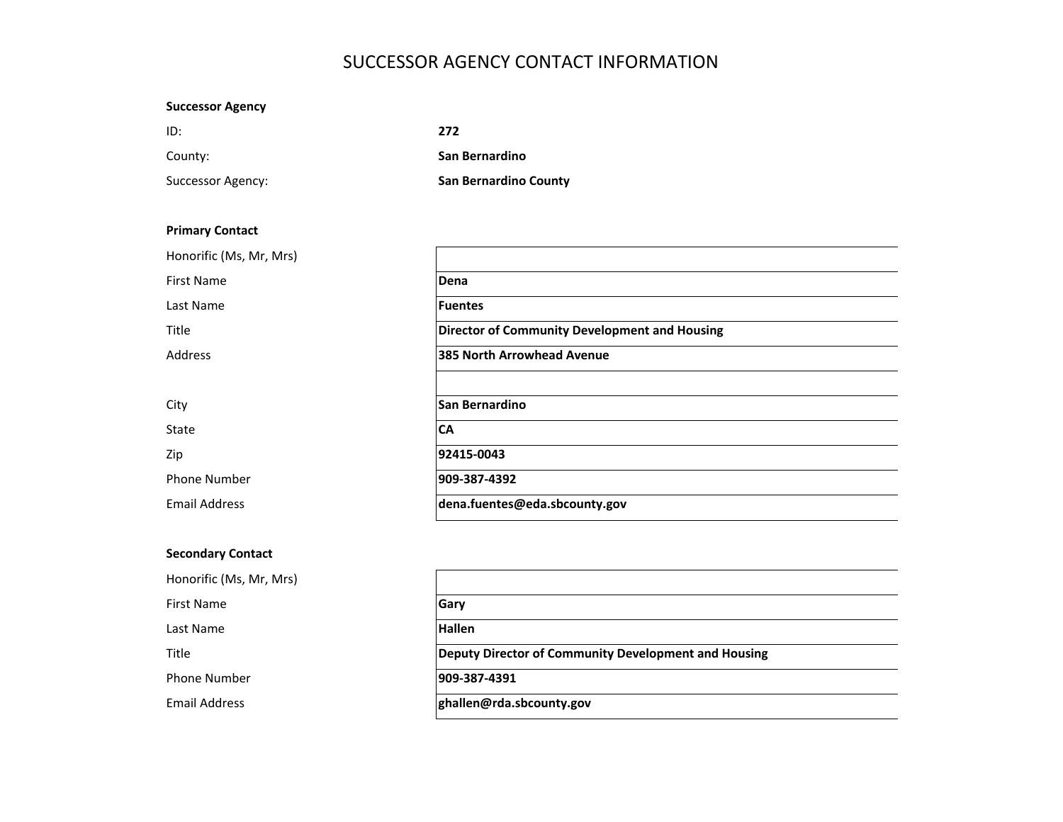# SUCCESSOR AGENCY CONTACT INFORMATION

**Successor Agency**

| | |
|---|---|
| ID: | **272** |
| County: | **San Bernardino** |
| Successor Agency: | **San Bernardino County** |

**Primary Contact**

| | |
|---|---|
| Honorific (Ms, Mr, Mrs) | |
| First Name | **Dena** |
| Last Name | **Fuentes** |
| Title | **Director of Community Development and Housing** |
| Address | **385 North Arrowhead Avenue** |
| | |
| City | **San Bernardino** |
| State | **CA** |
| Zip | **92415-0043** |
| Phone Number | **909-387-4392** |
| Email Address | **dena.fuentes@eda.sbcounty.gov** |

**Secondary Contact**

| | |
|---|---|
| Honorific (Ms, Mr, Mrs) | |
| First Name | **Gary** |
| Last Name | **Hallen** |
| Title | **Deputy Director of Community Development and Housing** |
| Phone Number | **909-387-4391** |
| Email Address | **ghallen@rda.sbcounty.gov** |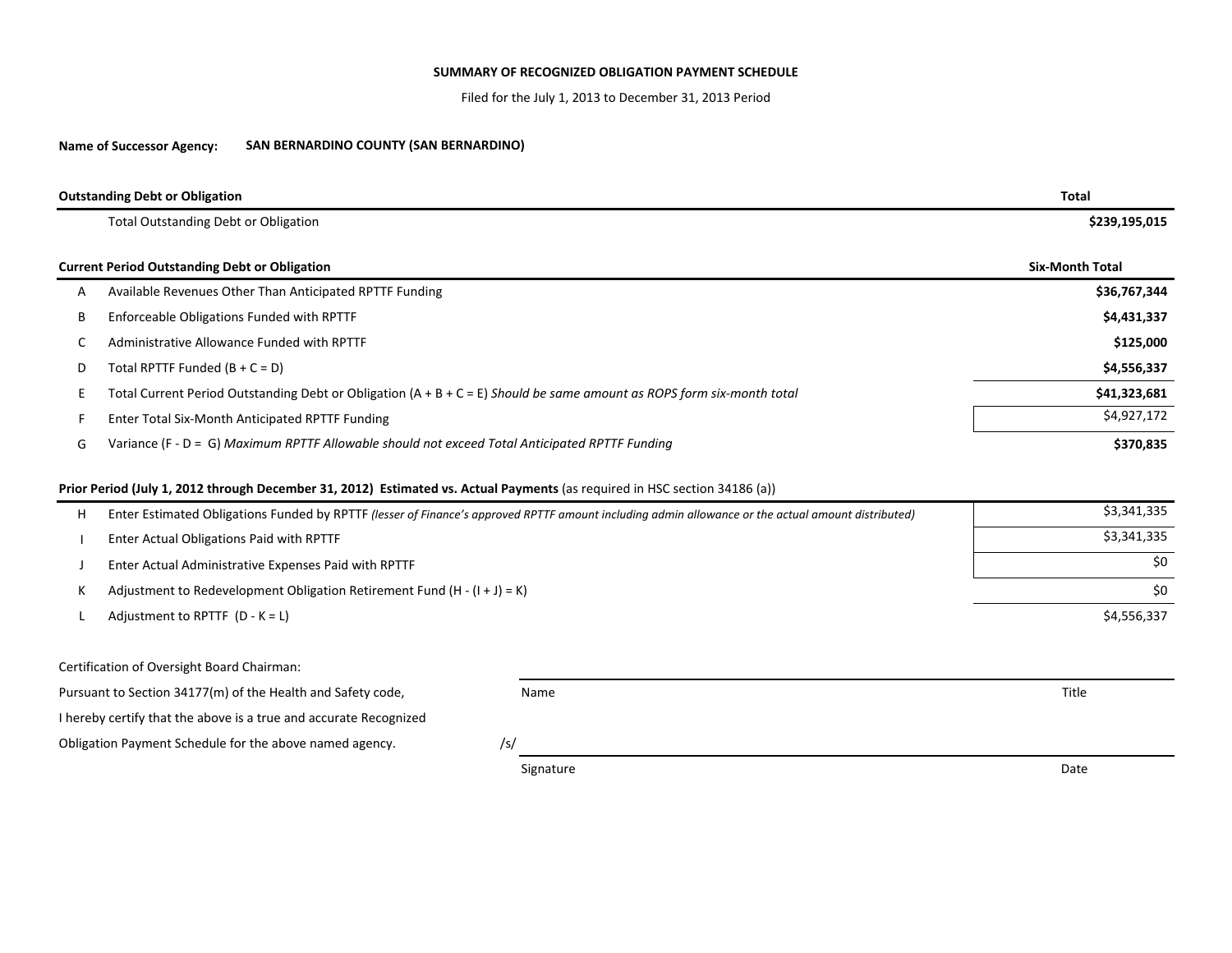**SUMMARY OF RECOGNIZED OBLIGATION PAYMENT SCHEDULE**

Filed for the July 1, 2013 to December 31, 2013 Period

**Name of Successor Agency:** **SAN BERNARDINO COUNTY (SAN BERNARDINO)**

| | **Outstanding Debt or Obligation** | **Total** |
|---|---|---|
| | Total Outstanding Debt or Obligation | **$239,195,015** |

| | **Current Period Outstanding Debt or Obligation** | **Six-Month Total** |
|---|---|---|
| A | Available Revenues Other Than Anticipated RPTTF Funding | **$36,767,344** |
| B | Enforceable Obligations Funded with RPTTF | **$4,431,337** |
| C | Administrative Allowance Funded with RPTTF | **$125,000** |
| D | Total RPTTF Funded (B + C = D) | **$4,556,337** |
| E | Total Current Period Outstanding Debt or Obligation (A + B + C = E) *Should be same amount as ROPS form six-month total* | **$41,323,681** |
| F | Enter Total Six-Month Anticipated RPTTF Funding | $4,927,172 |
| G | Variance (F - D = G) *Maximum RPTTF Allowable should not exceed Total Anticipated RPTTF Funding* | **$370,835** |

| | **Prior Period (July 1, 2012 through December 31, 2012) Estimated vs. Actual Payments** (as required in HSC section 34186 (a)) | |
|---|---|---|
| H | Enter Estimated Obligations Funded by RPTTF *(lesser of Finance's approved RPTTF amount including admin allowance or the actual amount distributed)* | $3,341,335 |
| I | Enter Actual Obligations Paid with RPTTF | $3,341,335 |
| J | Enter Actual Administrative Expenses Paid with RPTTF | $0 |
| K | Adjustment to Redevelopment Obligation Retirement Fund (H - (I + J) = K) | $0 |
| L | Adjustment to RPTTF (D - K = L) | $4,556,337 |

Certification of Oversight Board Chairman:

Pursuant to Section 34177(m) of the Health and Safety code, I hereby certify that the above is a true and accurate Recognized Obligation Payment Schedule for the above named agency.

Name ____________________ Title ____________________

/s/ ____________________

Signature ____________________ Date ____________________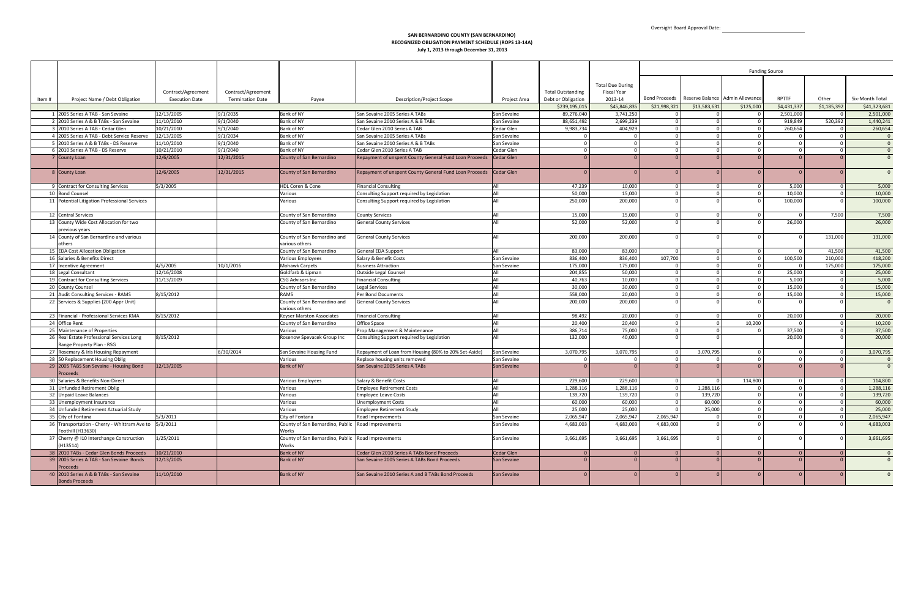Oversight Board Approval Date: ______________________

**SAN BERNARDINO COUNTY (SAN BERNARDINO)**
**RECOGNIZED OBLIGATION PAYMENT SCHEDULE (ROPS 13-14A)**
**July 1, 2013 through December 31, 2013**

| | | | | | | | | | Funding Source | | | | | |
|---|---|---|---|---|---|---|---|---|---|---|---|---|---|---|
| Item # | Project Name / Debt Obligation | Contract/Agreement Execution Date | Contract/Agreement Termination Date | Payee | Description/Project Scope | Project Area | Total Outstanding Debt or Obligation | Total Due During Fiscal Year 2013-14 | Bond Proceeds | Reserve Balance | Admin Allowance | RPTTF | Other | Six-Month Total |
| | | | | | | | $239,195,015 | $45,846,835 | $21,998,321 | $13,583,631 | $125,000 | $4,431,337 | $1,185,392 | $41,323,681 |
| 1 | 2005 Series A TAB - San Sevaine | 12/13/2005 | 9/1/2035 | Bank of NY | San Sevaine 2005 Series A TABs | San Sevaine | 89,276,040 | 3,741,250 | 0 | 0 | 0 | 2,501,000 | 0 | 2,501,000 |
| 2 | 2010 Series A & B TABs - San Sevaine | 11/10/2010 | 9/1/2040 | Bank of NY | San Sevaine 2010 Series A & B TABs | San Sevaine | 88,651,492 | 2,699,239 | 0 | 0 | 0 | 919,849 | 520,392 | 1,440,241 |
| 3 | 2010 Series A TAB - Cedar Glen | 10/21/2010 | 9/1/2040 | Bank of NY | Cedar Glen 2010 Series A TAB | Cedar Glen | 9,983,734 | 404,929 | 0 | 0 | 0 | 260,654 | 0 | 260,654 |
| 4 | 2005 Series A TAB - Debt Service Reserve | 12/13/2005 | 9/1/2034 | Bank of NY | San Sevaine 2005 Series A TABs | San Sevaine | 0 | 0 | 0 | 0 | 0 | 0 | 0 | 0 |
| 5 | 2010 Series A & B TABs - DS Reserve | 11/10/2010 | 9/1/2040 | Bank of NY | San Sevaine 2010 Series A & B TABs | San Sevaine | 0 | 0 | 0 | 0 | 0 | 0 | 0 | 0 |
| 6 | 2010 Series A TAB - DS Reserve | 10/21/2010 | 9/1/2040 | Bank of NY | Cedar Glen 2010 Series A TAB | Cedar Glen | 0 | 0 | 0 | 0 | 0 | 0 | 0 | 0 |
| 7 | County Loan | 12/6/2005 | 12/31/2015 | County of San Bernardino | Repayment of unspent County General Fund Loan Proceeds | Cedar Glen | 0 | 0 | 0 | 0 | 0 | 0 | 0 | 0 |
| 8 | County Loan | 12/6/2005 | 12/31/2015 | County of San Bernardino | Repayment of unspent County General Fund Loan Proceeds | Cedar Glen | 0 | 0 | 0 | 0 | 0 | 0 | 0 | 0 |
| 9 | Contract for Consulting Services | 5/3/2005 | | HDL Coren & Cone | Financial Consulting | All | 47,239 | 10,000 | 0 | 0 | 0 | 5,000 | 0 | 5,000 |
| 10 | Bond Counsel | | | Various | Consulting Support required by Legislation | All | 50,000 | 15,000 | 0 | 0 | 0 | 10,000 | 0 | 10,000 |
| 11 | Potential Litigation Professional Services | | | Various | Consulting Support required by Legislation | All | 250,000 | 200,000 | 0 | 0 | 0 | 100,000 | 0 | 100,000 |
| 12 | Central Services | | | County of San Bernardino | County Services | All | 15,000 | 15,000 | 0 | 0 | 0 | 0 | 7,500 | 7,500 |
| 13 | County Wide Cost Allocation for two previous years | | | County of San Bernardino | General County Services | All | 52,000 | 52,000 | 0 | 0 | 0 | 26,000 | | 26,000 |
| 14 | County of San Bernardino and various others | | | County of San Bernardino and various others | General County Services | All | 200,000 | 200,000 | 0 | 0 | 0 | 0 | 131,000 | 131,000 |
| 15 | EDA Cost Allocation Obligation | | | County of San Bernardino | General EDA Support | All | 83,000 | 83,000 | 0 | 0 | 0 | 0 | 41,500 | 41,500 |
| 16 | Salaries & Benefits Direct | | | Various Employees | Salary & Benefit Costs | San Sevaine | 836,400 | 836,400 | 107,700 | 0 | 0 | 100,500 | 210,000 | 418,200 |
| 17 | Incentive Agreement | 4/5/2005 | 10/1/2016 | Mohawk Carpets | Business Attraction | San Sevaine | 175,000 | 175,000 | 0 | 0 | 0 | 0 | 175,000 | 175,000 |
| 18 | Legal Consultant | 12/16/2008 | | Goldfarb & Lipman | Outside Legal Counsel | All | 204,855 | 50,000 | 0 | 0 | 0 | 25,000 | 0 | 25,000 |
| 19 | Contract for Consulting Services | 11/13/2009 | | CSG Advisors Inc | Financial Consulting | All | 40,763 | 10,000 | 0 | 0 | 0 | 5,000 | 0 | 5,000 |
| 20 | County Counsel | | | County of San Bernardino | Legal Services | All | 30,000 | 30,000 | 0 | 0 | 0 | 15,000 | 0 | 15,000 |
| 21 | Audit Consulting Services - RAMS | 8/15/2012 | | RAMS | Per Bond Documents | All | 558,000 | 20,000 | 0 | 0 | 0 | 15,000 | 0 | 15,000 |
| 22 | Services & Supplies (200 Appr Unit) | | | County of San Bernardino and various others | General County Services | All | 200,000 | 200,000 | 0 | 0 | 0 | 0 | 0 | 0 |
| 23 | Financial - Professional Services KMA | 8/15/2012 | | Keyser Marston Associates | Financial Consulting | All | 98,492 | 20,000 | 0 | 0 | 0 | 20,000 | 0 | 20,000 |
| 24 | Office Rent | | | County of San Bernardino | Office Space | All | 20,400 | 20,400 | 0 | 0 | 10,200 | 0 | 0 | 10,200 |
| 25 | Maintenance of Properties | | | Various | Prop Management & Maintenance | All | 386,714 | 75,000 | 0 | 0 | 0 | 37,500 | 0 | 37,500 |
| 26 | Real Estate Professional Services Long Range Property Plan - RSG | 8/15/2012 | | Rosenow Spevacek Group Inc | Consulting Support required by Legislation | All | 132,000 | 40,000 | 0 | 0 | | 20,000 | 0 | 20,000 |
| 27 | Rosemary & Iris Housing Repayment | | 6/30/2014 | San Sevaine Housing Fund | Repayment of Loan from Housing (80% to 20% Set-Aside) | San Sevaine | 3,070,795 | 3,070,795 | 0 | 3,070,795 | 0 | 0 | 0 | 3,070,795 |
| 28 | 50 Replacement Housing Oblig | | | Various | Replace housing units removed | San Sevaine | 0 | 0 | 0 | 0 | 0 | 0 | 0 | 0 |
| 29 | 2005 TABS San Sevaine - Housing Bond Proceeds | 12/13/2005 | | Bank of NY | San Sevaine 2005 Series A TABs | San Sevaine | 0 | 0 | 0 | 0 | 0 | 0 | 0 | 0 |
| 30 | Salaries & Benefits Non-Direct | | | Various Employees | Salary & Benefit Costs | All | 229,600 | 229,600 | 0 | 0 | 114,800 | 0 | 0 | 114,800 |
| 31 | Unfunded Retirement Oblig | | | Various | Employee Retirement Costs | All | 1,288,116 | 1,288,116 | 0 | 1,288,116 | 0 | 0 | 0 | 1,288,116 |
| 32 | Unpaid Leave Balances | | | Various | Employee Leave Costs | All | 139,720 | 139,720 | 0 | 139,720 | 0 | 0 | 0 | 139,720 |
| 33 | Unemployment Insurance | | | Various | Unemployment Costs | All | 60,000 | 60,000 | 0 | 60,000 | 0 | 0 | 0 | 60,000 |
| 34 | Unfunded Retirement Actuarial Study | | | Various | Employee Retirement Study | All | 25,000 | 25,000 | 0 | 25,000 | 0 | 0 | 0 | 25,000 |
| 35 | City of Fontana | 5/3/2011 | | City of Fontana | Road Improvements | San Sevaine | 2,065,947 | 2,065,947 | 2,065,947 | 0 | 0 | 0 | 0 | 2,065,947 |
| 36 | Transportation - Cherry - Whittram Ave to Foothill (H13630) | 5/3/2011 | | County of San Bernardino, Public Works | Road Improvements | San Sevaine | 4,683,003 | 4,683,003 | 4,683,003 | 0 | 0 | 0 | 0 | 4,683,003 |
| 37 | Cherry @ I10 Interchange Construction (H13514) | 1/25/2011 | | County of San Bernardino, Public Works | Road Improvements | San Sevaine | 3,661,695 | 3,661,695 | 3,661,695 | 0 | 0 | 0 | 0 | 3,661,695 |
| 38 | 2010 TABs - Cedar Glen Bonds Proceeds | 10/21/2010 | | Bank of NY | Cedar Glen 2010 Series A TABs Bond Proceeds | Cedar Glen | 0 | 0 | 0 | 0 | 0 | 0 | 0 | 0 |
| 39 | 2005 Series A TAB - San Sevaine Bonds Proceeds | 12/13/2005 | | Bank of NY | San Sevaine 2005 Series A TABs Bond Proceeds | San Sevaine | 0 | 0 | 0 | 0 | 0 | 0 | 0 | 0 |
| 40 | 2010 Series A & B TABs - San Sevaine Bonds Proceeds | 11/10/2010 | | Bank of NY | San Sevaine 2010 Series A and B TABs Bond Proceeds | San Sevaine | 0 | 0 | 0 | 0 | 0 | 0 | 0 | 0 |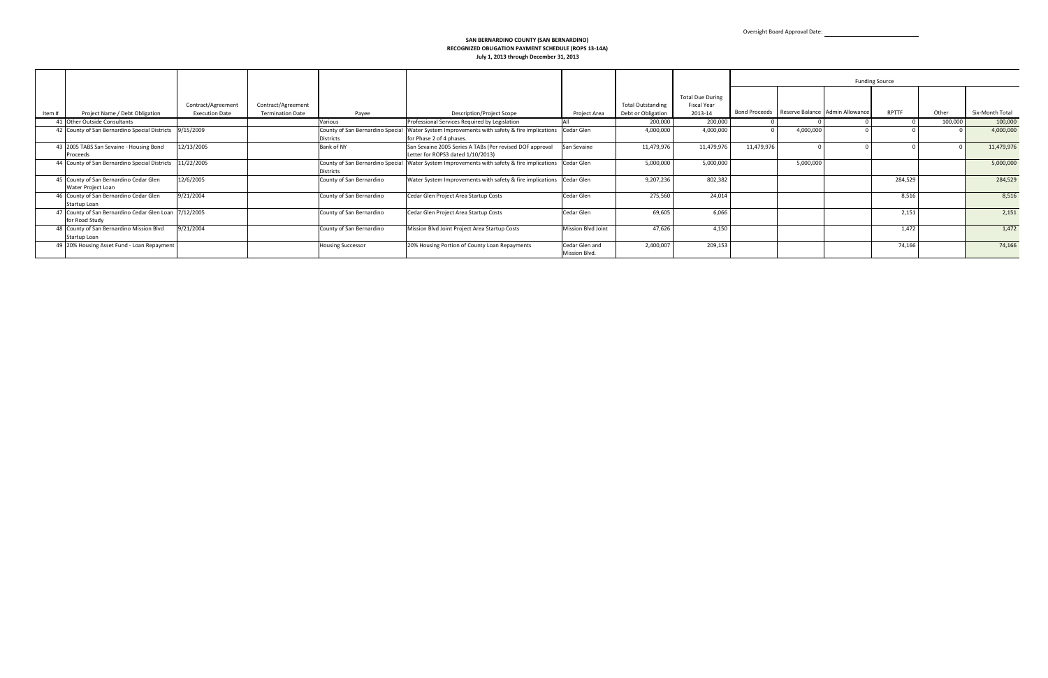Oversight Board Approval Date: ____________

**SAN BERNARDINO COUNTY (SAN BERNARDINO)**
**RECOGNIZED OBLIGATION PAYMENT SCHEDULE (ROPS 13-14A)**
**July 1, 2013 through December 31, 2013**

| | | | | | | | | | Funding Source | | | | | |
|---|---|---|---|---|---|---|---|---|---|---|---|---|---|---|
| Item # | Project Name / Debt Obligation | Contract/Agreement Execution Date | Contract/Agreement Termination Date | Payee | Description/Project Scope | Project Area | Total Outstanding Debt or Obligation | Total Due During Fiscal Year 2013-14 | Bond Proceeds | Reserve Balance | Admin Allowance | RPTTF | Other | Six-Month Total |
| 41 | Other Outside Consultants | | | Various | Professional Services Required by Legislation | All | 200,000 | 200,000 | 0 | 0 | 0 | 0 | 100,000 | 100,000 |
| 42 | County of San Bernardino Special Districts | 9/15/2009 | | County of San Bernardino Special Districts | Water System Improvements with safety & fire implications for Phase 2 of 4 phases. | Cedar Glen | 4,000,000 | 4,000,000 | 0 | 4,000,000 | 0 | 0 | 0 | 4,000,000 |
| 43 | 2005 TABS San Sevaine - Housing Bond Proceeds | 12/13/2005 | | Bank of NY | San Sevaine 2005 Series A TABs (Per revised DOF approval Letter for ROPS3 dated 1/10/2013) | San Sevaine | 11,479,976 | 11,479,976 | 11,479,976 | 0 | 0 | 0 | 0 | 11,479,976 |
| 44 | County of San Bernardino Special Districts | 11/22/2005 | | County of San Bernardino Special Districts | Water System Improvements with safety & fire implications | Cedar Glen | 5,000,000 | 5,000,000 | | 5,000,000 | | | | 5,000,000 |
| 45 | County of San Bernardino Cedar Glen Water Project Loan | 12/6/2005 | | County of San Bernardino | Water System Improvements with safety & fire implications | Cedar Glen | 9,207,236 | 802,382 | | | | 284,529 | | 284,529 |
| 46 | County of San Bernardino Cedar Glen Startup Loan | 9/21/2004 | | County of San Bernardino | Cedar Glen Project Area Startup Costs | Cedar Glen | 275,560 | 24,014 | | | | 8,516 | | 8,516 |
| 47 | County of San Bernardino Cedar Glen Loan for Road Study | 7/12/2005 | | County of San Bernardino | Cedar Glen Project Area Startup Costs | Cedar Glen | 69,605 | 6,066 | | | | 2,151 | | 2,151 |
| 48 | County of San Bernardino Mission Blvd Startup Loan | 9/21/2004 | | County of San Bernardino | Mission Blvd Joint Project Area Startup Costs | Mission Blvd Joint | 47,626 | 4,150 | | | | 1,472 | | 1,472 |
| 49 | 20% Housing Asset Fund - Loan Repayment | | | Housing Successor | 20% Housing Portion of County Loan Repayments | Cedar Glen and Mission Blvd. | 2,400,007 | 209,153 | | | | 74,166 | | 74,166 |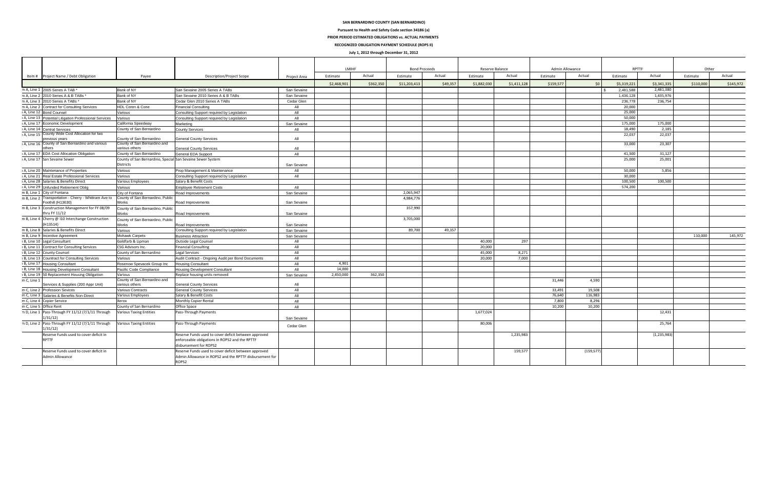**SAN BERNARDINO COUNTY (SAN BERNARDINO)**

**Pursuant to Health and Safety Code section 34186 (a)**

**PRIOR PERIOD ESTIMATED OBLIGATIONS vs. ACTUAL PAYMENTS**

**RECOGNIZED OBLIGATION PAYMENT SCHEDULE (ROPS II)**

**July 1, 2012 through December 31, 2012**

| Item # | Project Name / Debt Obligation | Payee | Description/Project Scope | Project Area | LMIHF | | Bond Proceeds | | Reserve Balance | | Admin Allowance | | RPTTF | | Other | |
|---|---|---|---|---|---|---|---|---|---|---|---|---|---|---|---|---|
| | | | | | Estimate | Actual | Estimate | Actual | Estimate | Actual | Estimate | Actual | Estimate | Actual | Estimate | Actual |
| | | | | | $2,468,901 | $362,350 | $11,203,413 | $49,357 | $1,882,030 | $1,411,128 | $159,577 | $0 | $5,319,221 | $3,341,335 | $110,000 | $145,972 |
| m A, Line 1 | 2005 Series A TAB * | Bank of NY | San Sevaine 2005 Series A TABs | San Sevaine | | | | | | | | | $ 2,481,588 | 2,481,380 | | |
| m A, Line 2 | 2010 Series A & B TABs * | Bank of NY | San Sevaine 2010 Series A & B TABs | San Sevaine | | | | | | | | | 1,436,128 | 1,435,976 | | |
| m A, Line 3 | 2010 Series A TABs * | Bank of NY | Cedar Glen 2010 Series A TABs | Cedar Glen | | | | | | | | | 236,778 | 236,754 | | |
| m A, Line 2 | Contract for Consulting Services | HDL Coren & Cone | Financial Consulting | All | | | | | | | | | 20,000 | | | |
| A, Line 12 | Bond Counsel | Various | Consulting Support required by Legislation | All | | | | | | | | | 25,000 | | | |
| A, Line 13 | Potential Litigation Professional Services | Various | Consulting Support required by Legislation | All | | | | | | | | | 50,000 | | | |
| A, Line 17 | Economic Development | California Speedway | Marketing | San Sevaine | | | | | | | | | 175,000 | 175,000 | | |
| A, Line 14 | Central Services | County of San Bernardino | County Services | All | | | | | | | | | 18,490 | 2,185 | | |
| A, Line 15 | County Wide Cost Allocation for two previous years | County of San Bernardino | General County Services | All | | | | | | | | | 22,037 | 22,037 | | |
| A, Line 16 | County of San Bernardino and various others | County of San Bernardino and various others | General County Services | All | | | | | | | | | 33,000 | 23,307 | | |
| A, Line 17 | EDA Cost Allocation Obligation | County of San Bernardino | General EDA Support | All | | | | | | | | | 41,500 | 31,127 | | |
| A, Line 17 | San Sevaine Sewer | County of San Bernardino, Special Districts | San Sevaine Sewer System | San Sevaine | | | | | | | | | 25,000 | 25,001 | | |
| A, Line 20 | Maintenance of Properties | Various | Prop Management & Maintenance | All | | | | | | | | | 50,000 | 5,856 | | |
| A, Line 21 | Real Estate Professional Services | Various | Consulting Support required by Legislation | All | | | | | | | | | 30,000 | | | |
| A, Line 28 | Salaries & Benefits Direct | Various Employees | Salary & Benefit Costs | | | | | | | | | | 100,500 | 100,500 | | |
| A, Line 29 | Unfunded Retirement Oblig | Various | Employee Retirement Costs | All | | | | | | | | | 574,200 | | | |
| m B, Line 1 | City of Fontana | City of Fontana | Road Improvements | San Sevaine | | | 2,065,947 | | | | | | | | | |
| m B, Line 2 | Transportation - Cherry - Whittram Ave to Foothill (H13630) | County of San Bernardino, Public Works | Road Improvements | San Sevaine | | | 4,984,776 | | | | | | | | | |
| m B, Line 3 | Construction Management for FY 08/09 thru FY 11/12 | County of San Bernardino, Public Works | Road Improvements | San Sevaine | | | 357,990 | | | | | | | | | |
| m B, Line 4 | Cherry @ I10 Interchange Construction (H13514) | County of San Bernardino, Public Works | Road Improvements | San Sevaine | | | 3,705,000 | | | | | | | | | |
| m B, Line 8 | Salaries & Benefits Direct | Various | Consulting Support required by Legislation | San Sevaine | | | 89,700 | 49,357 | | | | | | | | |
| m B, Line 9 | Incentive Agreement | Mohawk Carpets | Business Attraction | San Sevaine | | | | | | | | | | | 110,000 | 145,972 |
| B, Line 10 | Legal Consultant | Goldfarb & Lipman | Outside Legal Counsel | All | | | | | 40,000 | 297 | | | | | | |
| B, Line 11 | Contract for Consulting Services | CSG Advisors Inc. | Financial Consulting | All | | | | | 20,000 | | | | | | | |
| B, Line 12 | County Counsel | County of San Bernardino | Legal Services | All | | | | | 45,000 | 8,271 | | | | | | |
| B, Line 13 | Countract for Consulting Services | Various | Audit Contract - Ongoing Audit per Bond Documents | All | | | | | 20,000 | 7,000 | | | | | | |
| B, Line 17 | Housing Consultant | Rosenow Spevacek Group Inc | Housing Consultant | All | 4,901 | | | | | | | | | | | |
| B, Line 18 | Housing Development Consultant | Pacific Code Compliance | Housing Development Consultant | All | 14,000 | | | | | | | | | | | |
| B, Line 19 | 50 Replacement Housing Obligation | Various | Replace housing units removed | San Sevaine | 2,450,000 | 362,350 | | | | | | | | | | |
| m C, Line 1 | Services & Supplies (200 Appr Unit) | County of San Bernardino and various others | General County Services | All | | | | | | | 31,446 | 4,590 | | | | |
| m C, Line 2 | Profession Sevices | Various Contracts | General County Services | All | | | | | | | 33,491 | 19,508 | | | | |
| m C, Line 3 | Salaries & Benefits Non-Direct | Various Employees | Salary & Benefit Costs | All | | | | | | | 76,640 | 116,983 | | | | |
| m C, Line 4 | Copier Service | Xerox | Monthly Copier Rental | All | | | | | | | 7,800 | 8,296 | | | | |
| m C, Line 5 | Office Rent | County of San Bernardino | Office Space | All | | | | | | | 10,200 | 10,200 | | | | |
| m D, Line 1 | Pass-Through FY 11/12 (7/1/11 Through 1/31/12) | Various Taxing Entities | Pass-Through Payments | San Sevaine | | | | | 1,677,024 | | | | | 12,431 | | |
| m D, Line 2 | Pass-Through FY 11/12 (7/1/11 Through 1/31/12) | Various Taxing Entities | Pass-Through Payments | Cedar Glen | | | | | 80,006 | | | | | 25,764 | | |
| | Reserve Funds used to cover deficit in RPTTF | | Reserve Funds used to cover deficit between approved enforceable obligations in ROPS2 and the RPTTF disbursement for ROPS2 | | | | | | | 1,235,983 | | | | (1,235,983) | | |
| | Reserve Funds used to cover deficit in Admin Allowance | | Reserve Funds used to cover deficit between approved Admin Allowance in ROPS2 and the RPTTF disbursement for ROPS2 | | | | | | | 159,577 | | (159,577) | | | | |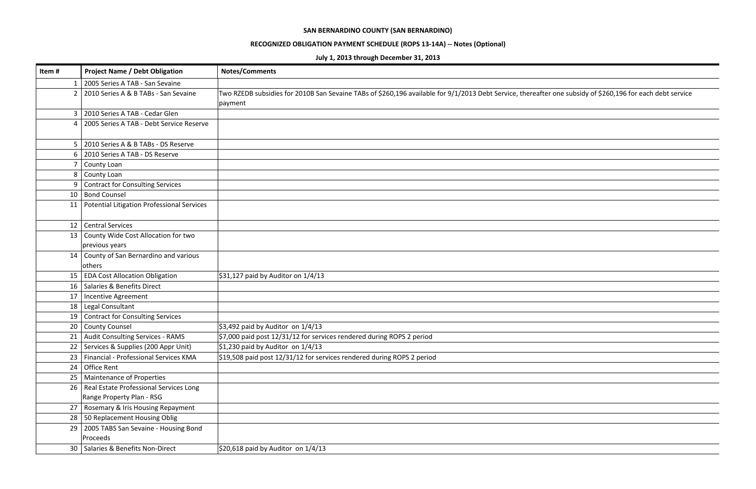**SAN BERNARDINO COUNTY (SAN BERNARDINO)**

**RECOGNIZED OBLIGATION PAYMENT SCHEDULE (ROPS 13-14A) -- Notes (Optional)**

**July 1, 2013 through December 31, 2013**

| Item # | Project Name / Debt Obligation | Notes/Comments |
|---|---|---|
| 1 | 2005 Series A TAB - San Sevaine | |
| 2 | 2010 Series A & B TABs - San Sevaine | Two RZEDB subsidies for 2010B San Sevaine TABs of $260,196 available for 9/1/2013 Debt Service, thereafter one subsidy of $260,196 for each debt service payment |
| 3 | 2010 Series A TAB - Cedar Glen | |
| 4 | 2005 Series A TAB - Debt Service Reserve | |
| 5 | 2010 Series A & B TABs - DS Reserve | |
| 6 | 2010 Series A TAB - DS Reserve | |
| 7 | County Loan | |
| 8 | County Loan | |
| 9 | Contract for Consulting Services | |
| 10 | Bond Counsel | |
| 11 | Potential Litigation Professional Services | |
| 12 | Central Services | |
| 13 | County Wide Cost Allocation for two previous years | |
| 14 | County of San Bernardino and various others | |
| 15 | EDA Cost Allocation Obligation | $31,127 paid by Auditor on 1/4/13 |
| 16 | Salaries & Benefits Direct | |
| 17 | Incentive Agreement | |
| 18 | Legal Consultant | |
| 19 | Contract for Consulting Services | |
| 20 | County Counsel | $3,492 paid by Auditor on 1/4/13 |
| 21 | Audit Consulting Services - RAMS | $7,000 paid post 12/31/12 for services rendered during ROPS 2 period |
| 22 | Services & Supplies (200 Appr Unit) | $1,230 paid by Auditor on 1/4/13 |
| 23 | Financial - Professional Services KMA | $19,508 paid post 12/31/12 for services rendered during ROPS 2 period |
| 24 | Office Rent | |
| 25 | Maintenance of Properties | |
| 26 | Real Estate Professional Services Long Range Property Plan - RSG | |
| 27 | Rosemary & Iris Housing Repayment | |
| 28 | 50 Replacement Housing Oblig | |
| 29 | 2005 TABS San Sevaine - Housing Bond Proceeds | |
| 30 | Salaries & Benefits Non-Direct | $20,618 paid by Auditor on 1/4/13 |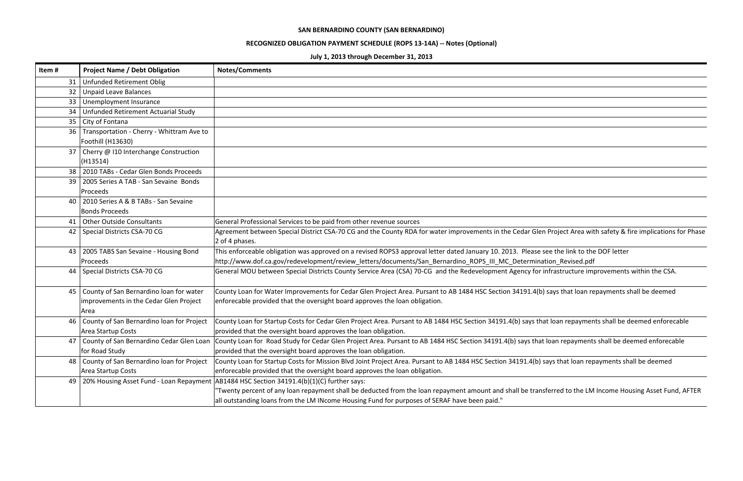**SAN BERNARDINO COUNTY (SAN BERNARDINO)**

**RECOGNIZED OBLIGATION PAYMENT SCHEDULE (ROPS 13-14A) -- Notes (Optional)**

**July 1, 2013 through December 31, 2013**

| Item # | Project Name / Debt Obligation | Notes/Comments |
|---|---|---|
| 31 | Unfunded Retirement Oblig | |
| 32 | Unpaid Leave Balances | |
| 33 | Unemployment Insurance | |
| 34 | Unfunded Retirement Actuarial Study | |
| 35 | City of Fontana | |
| 36 | Transportation - Cherry - Whittram Ave to Foothill (H13630) | |
| 37 | Cherry @ I10 Interchange Construction (H13514) | |
| 38 | 2010 TABs - Cedar Glen Bonds Proceeds | |
| 39 | 2005 Series A TAB - San Sevaine Bonds Proceeds | |
| 40 | 2010 Series A & B TABs - San Sevaine Bonds Proceeds | |
| 41 | Other Outside Consultants | General Professional Services to be paid from other revenue sources |
| 42 | Special Districts CSA-70 CG | Agreement between Special District CSA-70 CG and the County RDA for water improvements in the Cedar Glen Project Area with safety & fire implications for Phase 2 of 4 phases. |
| 43 | 2005 TABS San Sevaine - Housing Bond Proceeds | This enforceable obligation was approved on a revised ROPS3 approval letter dated January 10. 2013. Please see the link to the DOF letter http://www.dof.ca.gov/redevelopment/review_letters/documents/San_Bernardino_ROPS_III_MC_Determination_Revised.pdf |
| 44 | Special Districts CSA-70 CG | General MOU between Special Districts County Service Area (CSA) 70-CG and the Redevelopment Agency for infrastructure improvements within the CSA. |
| 45 | County of San Bernardino loan for water improvements in the Cedar Glen Project Area | County Loan for Water Improvements for Cedar Glen Project Area. Pursant to AB 1484 HSC Section 34191.4(b) says that loan repayments shall be deemed enforecable provided that the oversight board approves the loan obligation. |
| 46 | County of San Bernardino loan for Project Area Startup Costs | County Loan for Startup Costs for Cedar Glen Project Area. Pursant to AB 1484 HSC Section 34191.4(b) says that loan repayments shall be deemed enforecable provided that the oversight board approves the loan obligation. |
| 47 | County of San Bernardino Cedar Glen Loan for Road Study | County Loan for Road Study for Cedar Glen Project Area. Pursant to AB 1484 HSC Section 34191.4(b) says that loan repayments shall be deemed enforecable provided that the oversight board approves the loan obligation. |
| 48 | County of San Bernardino loan for Project Area Startup Costs | County Loan for Startup Costs for Mission Blvd Joint Project Area. Pursant to AB 1484 HSC Section 34191.4(b) says that loan repayments shall be deemed enforecable provided that the oversight board approves the loan obligation. |
| 49 | 20% Housing Asset Fund - Loan Repayment | AB1484 HSC Section 34191.4(b)(1)(C) further says: "Twenty percent of any loan repayment shall be deducted from the loan repayment amount and shall be transferred to the LM Income Housing Asset Fund, AFTER all outstanding loans from the LM INcome Housing Fund for purposes of SERAF have been paid." |